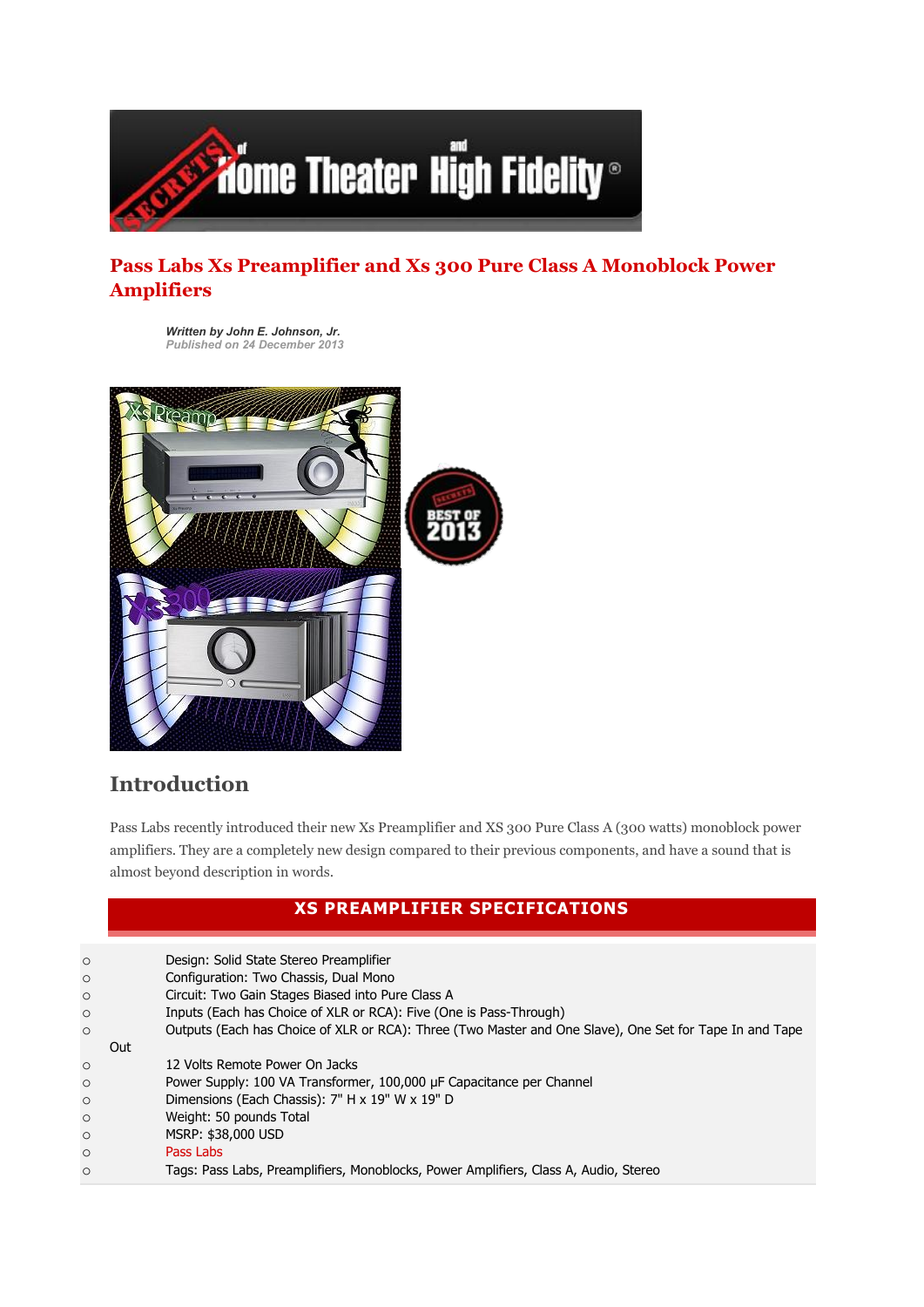# Pass Labs Xs Preamplifier and Xs 300 Pure Class A Monoblock Power Amplifiers

*Written by John E. Johnson, Jr.*
*Published on 24 December 2013*

## Introduction

Pass Labs recently introduced their new Xs Preamplifier and XS 300 Pure Class A (300 watts) monoblock power amplifiers. They are a completely new design compared to their previous components, and have a sound that is almost beyond description in words.

### XS PREAMPLIFIER SPECIFICATIONS

- Design: Solid State Stereo Preamplifier
- Configuration: Two Chassis, Dual Mono
- Circuit: Two Gain Stages Biased into Pure Class A
- Inputs (Each has Choice of XLR or RCA): Five (One is Pass-Through)
- Outputs (Each has Choice of XLR or RCA): Three (Two Master and One Slave), One Set for Tape In and Tape Out
- 12 Volts Remote Power On Jacks
- Power Supply: 100 VA Transformer, 100,000 µF Capacitance per Channel
- Dimensions (Each Chassis): 7" H x 19" W x 19" D
- Weight: 50 pounds Total
- MSRP: $38,000 USD
- Pass Labs
- Tags: Pass Labs, Preamplifiers, Monoblocks, Power Amplifiers, Class A, Audio, Stereo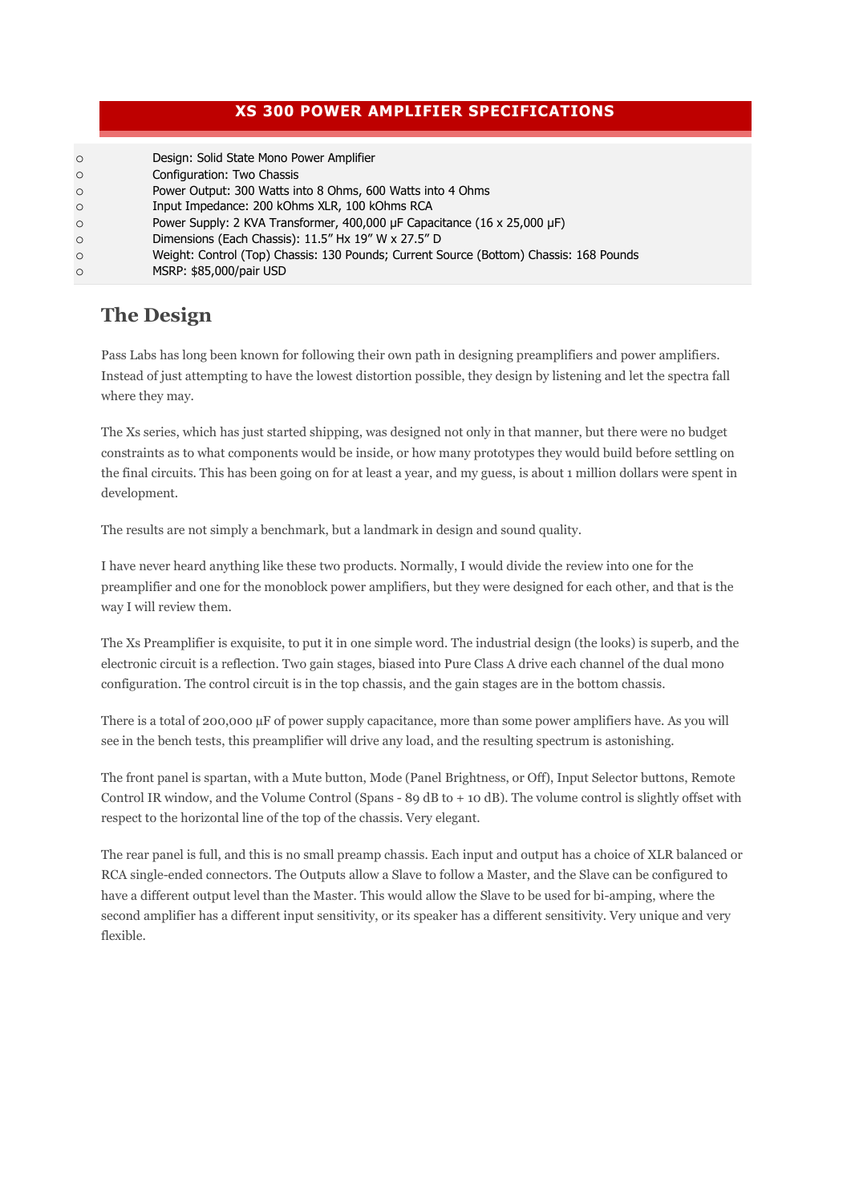## XS 300 POWER AMPLIFIER SPECIFICATIONS

- Design: Solid State Mono Power Amplifier
- Configuration: Two Chassis
- Power Output: 300 Watts into 8 Ohms, 600 Watts into 4 Ohms
- Input Impedance: 200 kOhms XLR, 100 kOhms RCA
- Power Supply: 2 KVA Transformer, 400,000 µF Capacitance (16 x 25,000 µF)
- Dimensions (Each Chassis): 11.5" Hx 19" W x 27.5" D
- Weight: Control (Top) Chassis: 130 Pounds; Current Source (Bottom) Chassis: 168 Pounds
- MSRP: $85,000/pair USD

## The Design

Pass Labs has long been known for following their own path in designing preamplifiers and power amplifiers. Instead of just attempting to have the lowest distortion possible, they design by listening and let the spectra fall where they may.

The Xs series, which has just started shipping, was designed not only in that manner, but there were no budget constraints as to what components would be inside, or how many prototypes they would build before settling on the final circuits. This has been going on for at least a year, and my guess, is about 1 million dollars were spent in development.

The results are not simply a benchmark, but a landmark in design and sound quality.

I have never heard anything like these two products. Normally, I would divide the review into one for the preamplifier and one for the monoblock power amplifiers, but they were designed for each other, and that is the way I will review them.

The Xs Preamplifier is exquisite, to put it in one simple word. The industrial design (the looks) is superb, and the electronic circuit is a reflection. Two gain stages, biased into Pure Class A drive each channel of the dual mono configuration. The control circuit is in the top chassis, and the gain stages are in the bottom chassis.

There is a total of 200,000 µF of power supply capacitance, more than some power amplifiers have. As you will see in the bench tests, this preamplifier will drive any load, and the resulting spectrum is astonishing.

The front panel is spartan, with a Mute button, Mode (Panel Brightness, or Off), Input Selector buttons, Remote Control IR window, and the Volume Control (Spans - 89 dB to + 10 dB). The volume control is slightly offset with respect to the horizontal line of the top of the chassis. Very elegant.

The rear panel is full, and this is no small preamp chassis. Each input and output has a choice of XLR balanced or RCA single-ended connectors. The Outputs allow a Slave to follow a Master, and the Slave can be configured to have a different output level than the Master. This would allow the Slave to be used for bi-amping, where the second amplifier has a different input sensitivity, or its speaker has a different sensitivity. Very unique and very flexible.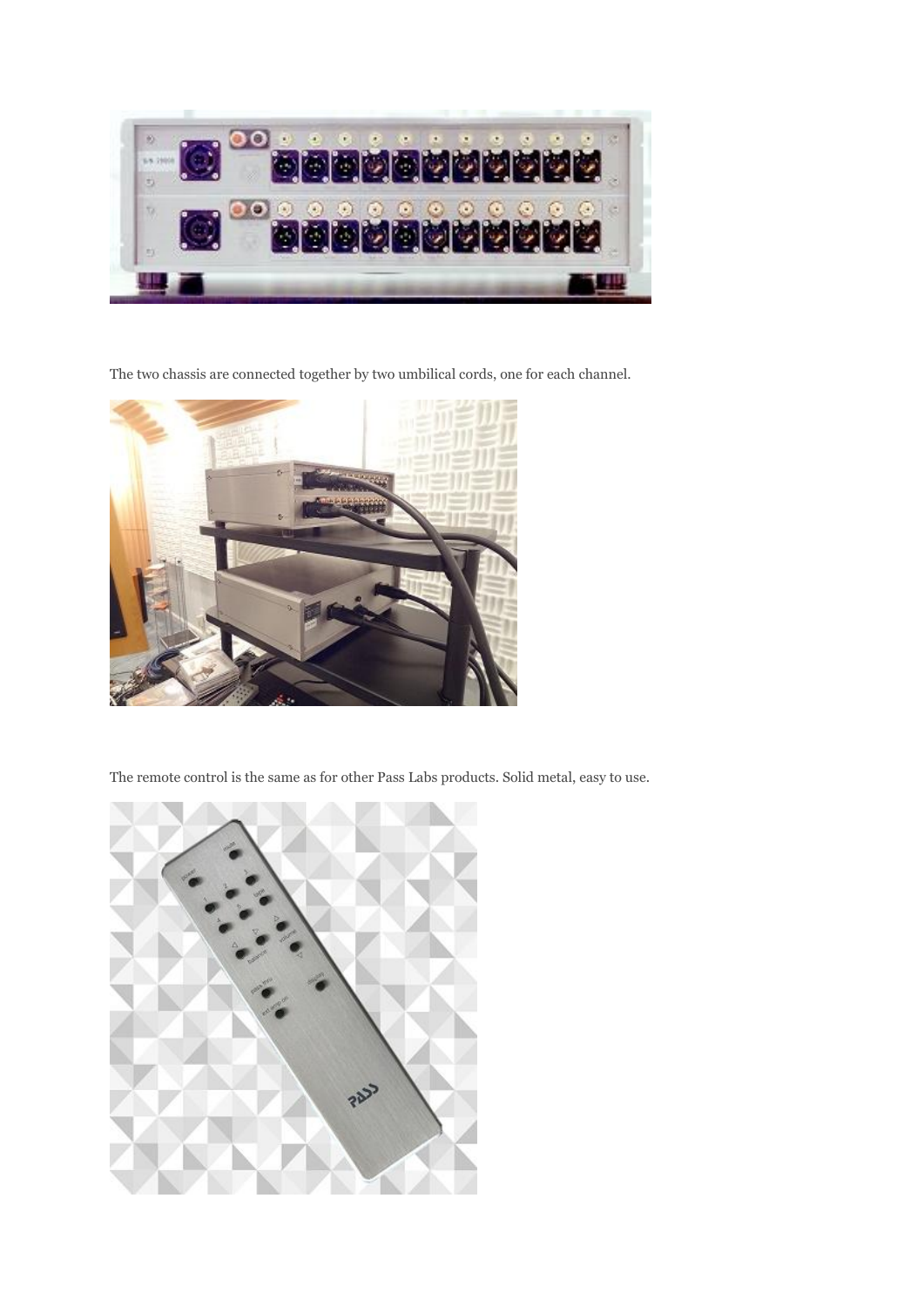The two chassis are connected together by two umbilical cords, one for each channel.

The remote control is the same as for other Pass Labs products. Solid metal, easy to use.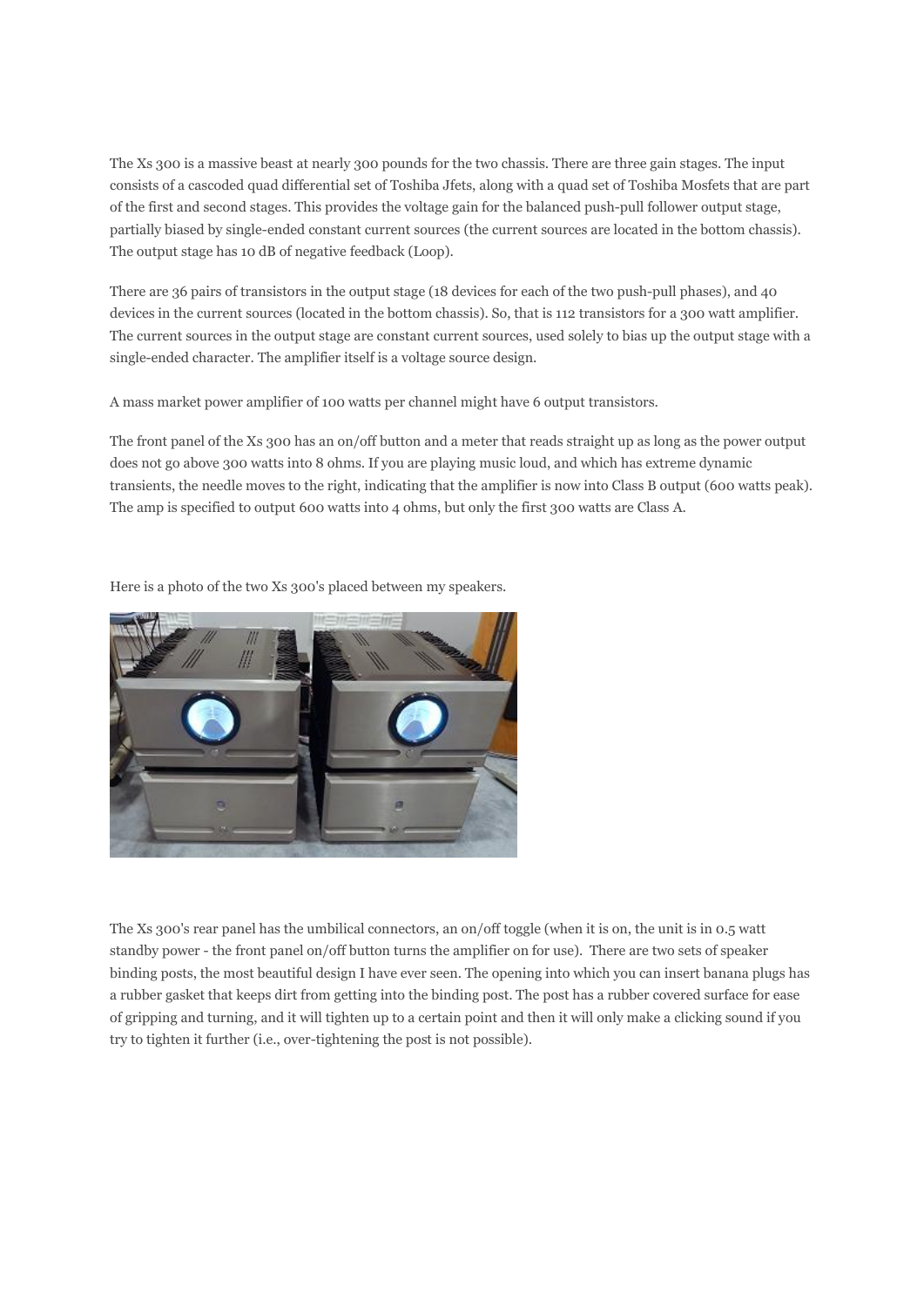The Xs 300 is a massive beast at nearly 300 pounds for the two chassis. There are three gain stages. The input consists of a cascoded quad differential set of Toshiba Jfets, along with a quad set of Toshiba Mosfets that are part of the first and second stages. This provides the voltage gain for the balanced push-pull follower output stage, partially biased by single-ended constant current sources (the current sources are located in the bottom chassis). The output stage has 10 dB of negative feedback (Loop).

There are 36 pairs of transistors in the output stage (18 devices for each of the two push-pull phases), and 40 devices in the current sources (located in the bottom chassis). So, that is 112 transistors for a 300 watt amplifier. The current sources in the output stage are constant current sources, used solely to bias up the output stage with a single-ended character. The amplifier itself is a voltage source design.

A mass market power amplifier of 100 watts per channel might have 6 output transistors.

The front panel of the Xs 300 has an on/off button and a meter that reads straight up as long as the power output does not go above 300 watts into 8 ohms. If you are playing music loud, and which has extreme dynamic transients, the needle moves to the right, indicating that the amplifier is now into Class B output (600 watts peak). The amp is specified to output 600 watts into 4 ohms, but only the first 300 watts are Class A.

Here is a photo of the two Xs 300's placed between my speakers.

The Xs 300's rear panel has the umbilical connectors, an on/off toggle (when it is on, the unit is in 0.5 watt standby power - the front panel on/off button turns the amplifier on for use). There are two sets of speaker binding posts, the most beautiful design I have ever seen. The opening into which you can insert banana plugs has a rubber gasket that keeps dirt from getting into the binding post. The post has a rubber covered surface for ease of gripping and turning, and it will tighten up to a certain point and then it will only make a clicking sound if you try to tighten it further (i.e., over-tightening the post is not possible).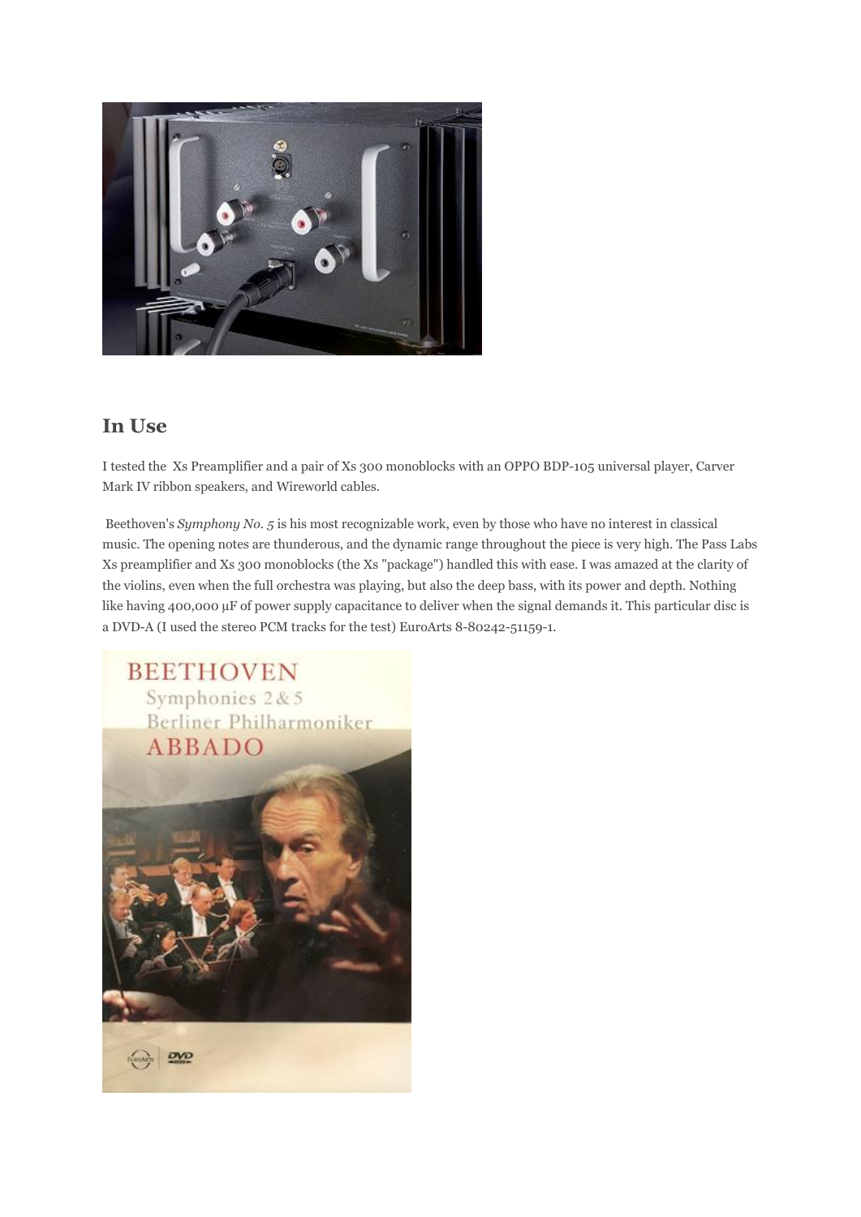## In Use

I tested the Xs Preamplifier and a pair of Xs 300 monoblocks with an OPPO BDP-105 universal player, Carver Mark IV ribbon speakers, and Wireworld cables.

Beethoven's *Symphony No. 5* is his most recognizable work, even by those who have no interest in classical music. The opening notes are thunderous, and the dynamic range throughout the piece is very high. The Pass Labs Xs preamplifier and Xs 300 monoblocks (the Xs "package") handled this with ease. I was amazed at the clarity of the violins, even when the full orchestra was playing, but also the deep bass, with its power and depth. Nothing like having 400,000 µF of power supply capacitance to deliver when the signal demands it. This particular disc is a DVD-A (I used the stereo PCM tracks for the test) EuroArts 8-80242-51159-1.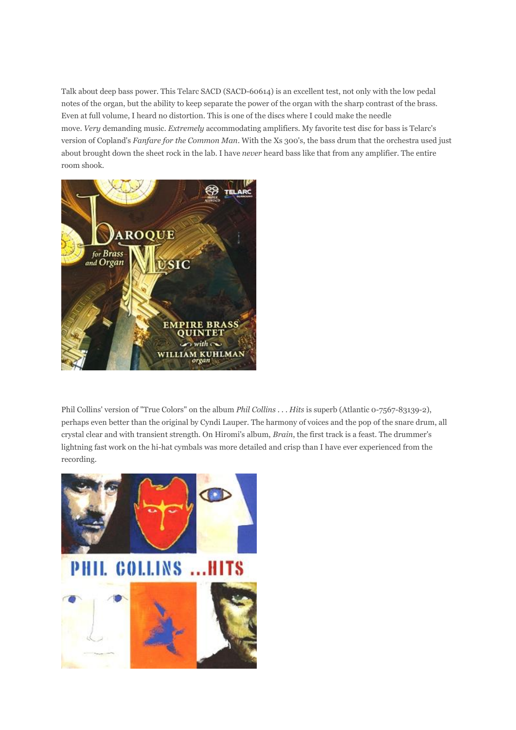Talk about deep bass power. This Telarc SACD (SACD-60614) is an excellent test, not only with the low pedal notes of the organ, but the ability to keep separate the power of the organ with the sharp contrast of the brass. Even at full volume, I heard no distortion. This is one of the discs where I could make the needle move. *Very* demanding music. *Extremely* accommodating amplifiers. My favorite test disc for bass is Telarc's version of Copland's *Fanfare for the Common Man*. With the Xs 300's, the bass drum that the orchestra used just about brought down the sheet rock in the lab. I have *never* heard bass like that from any amplifier. The entire room shook.

Phil Collins' version of "True Colors" on the album *Phil Collins . . . Hits* is superb (Atlantic 0-7567-83139-2), perhaps even better than the original by Cyndi Lauper. The harmony of voices and the pop of the snare drum, all crystal clear and with transient strength. On Hiromi's album, *Brain*, the first track is a feast. The drummer's lightning fast work on the hi-hat cymbals was more detailed and crisp than I have ever experienced from the recording.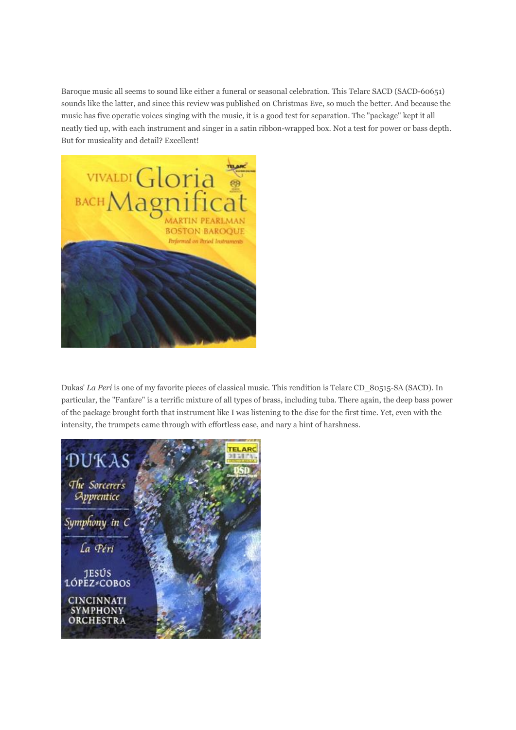Baroque music all seems to sound like either a funeral or seasonal celebration. This Telarc SACD (SACD-60651) sounds like the latter, and since this review was published on Christmas Eve, so much the better. And because the music has five operatic voices singing with the music, it is a good test for separation. The "package" kept it all neatly tied up, with each instrument and singer in a satin ribbon-wrapped box. Not a test for power or bass depth. But for musicality and detail? Excellent!

Dukas' *La Peri* is one of my favorite pieces of classical music. This rendition is Telarc CD_80515-SA (SACD). In particular, the "Fanfare" is a terrific mixture of all types of brass, including tuba. There again, the deep bass power of the package brought forth that instrument like I was listening to the disc for the first time. Yet, even with the intensity, the trumpets came through with effortless ease, and nary a hint of harshness.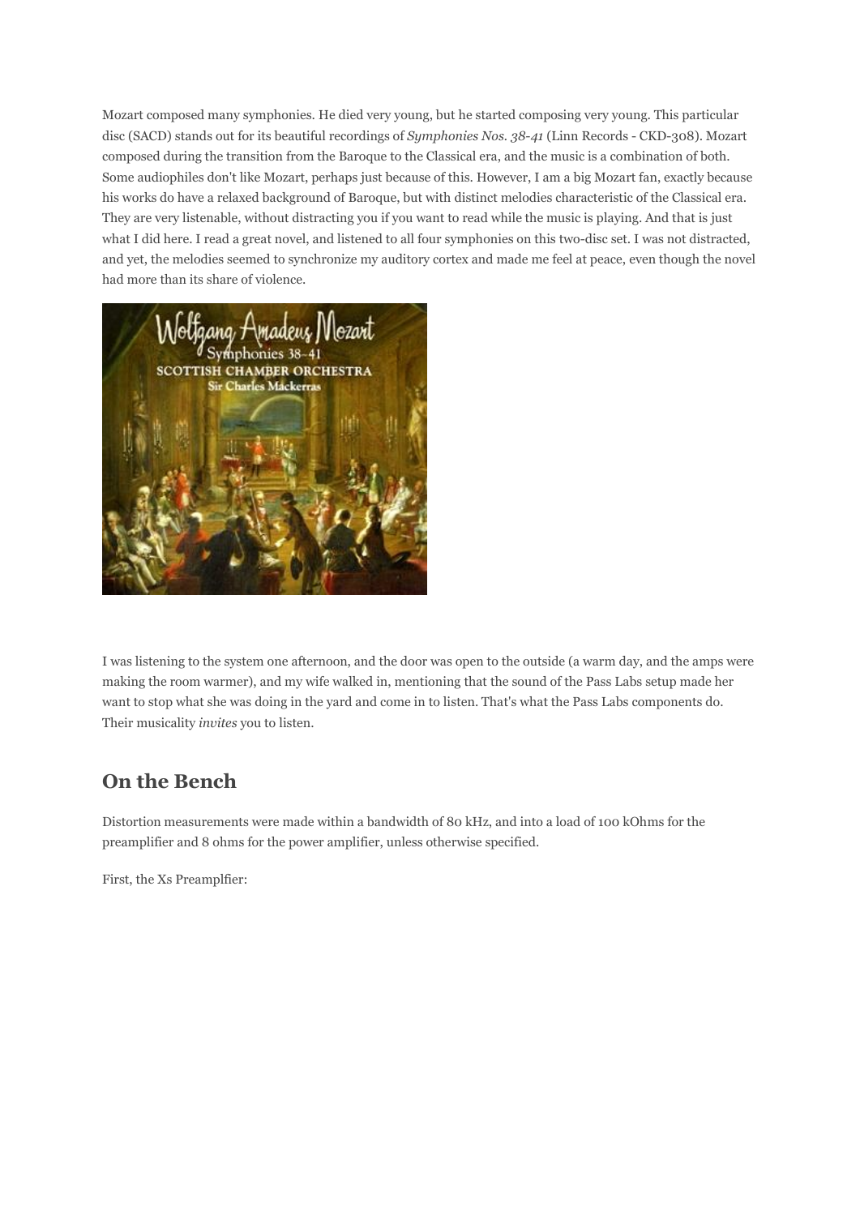Mozart composed many symphonies. He died very young, but he started composing very young. This particular disc (SACD) stands out for its beautiful recordings of *Symphonies Nos. 38-41* (Linn Records - CKD-308). Mozart composed during the transition from the Baroque to the Classical era, and the music is a combination of both. Some audiophiles don't like Mozart, perhaps just because of this. However, I am a big Mozart fan, exactly because his works do have a relaxed background of Baroque, but with distinct melodies characteristic of the Classical era. They are very listenable, without distracting you if you want to read while the music is playing. And that is just what I did here. I read a great novel, and listened to all four symphonies on this two-disc set. I was not distracted, and yet, the melodies seemed to synchronize my auditory cortex and made me feel at peace, even though the novel had more than its share of violence.

I was listening to the system one afternoon, and the door was open to the outside (a warm day, and the amps were making the room warmer), and my wife walked in, mentioning that the sound of the Pass Labs setup made her want to stop what she was doing in the yard and come in to listen. That's what the Pass Labs components do. Their musicality *invites* you to listen.

## On the Bench

Distortion measurements were made within a bandwidth of 80 kHz, and into a load of 100 kOhms for the preamplifier and 8 ohms for the power amplifier, unless otherwise specified.

First, the Xs Preamplfier: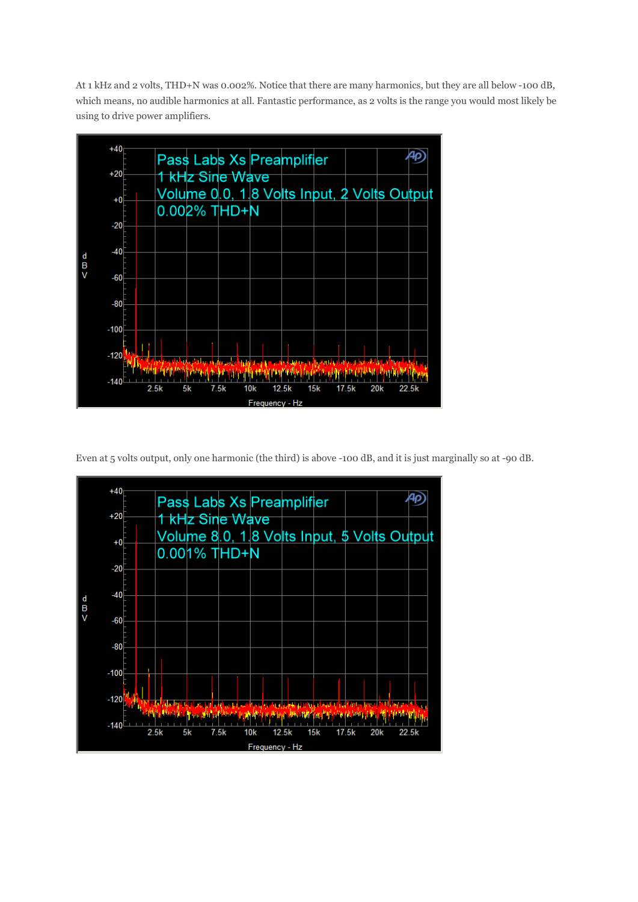At 1 kHz and 2 volts, THD+N was 0.002%. Notice that there are many harmonics, but they are all below -100 dB, which means, no audible harmonics at all. Fantastic performance, as 2 volts is the range you would most likely be using to drive power amplifiers.

Even at 5 volts output, only one harmonic (the third) is above -100 dB, and it is just marginally so at -90 dB.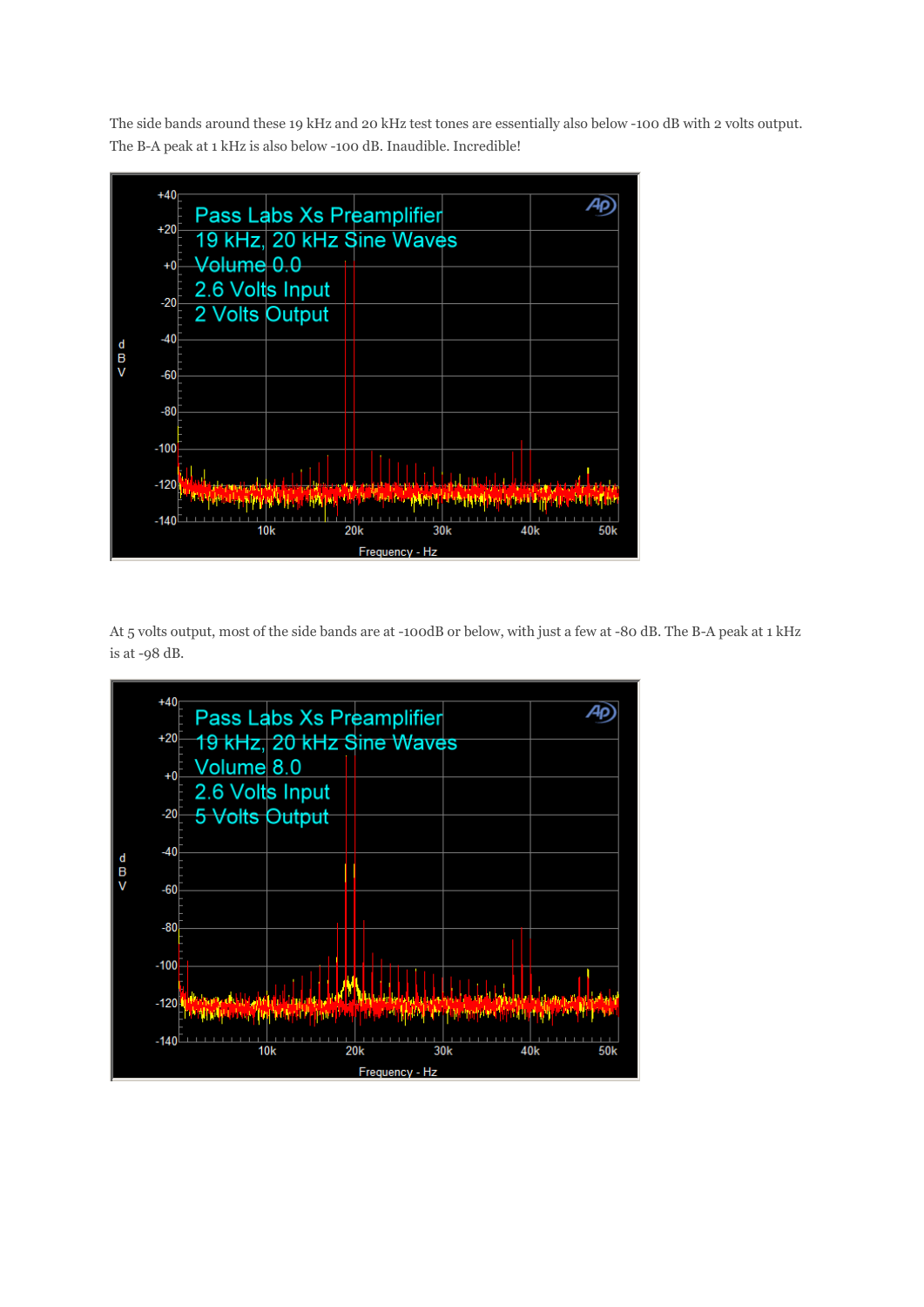The side bands around these 19 kHz and 20 kHz test tones are essentially also below -100 dB with 2 volts output. The B-A peak at 1 kHz is also below -100 dB. Inaudible. Incredible!

At 5 volts output, most of the side bands are at -100dB or below, with just a few at -80 dB. The B-A peak at 1 kHz is at -98 dB.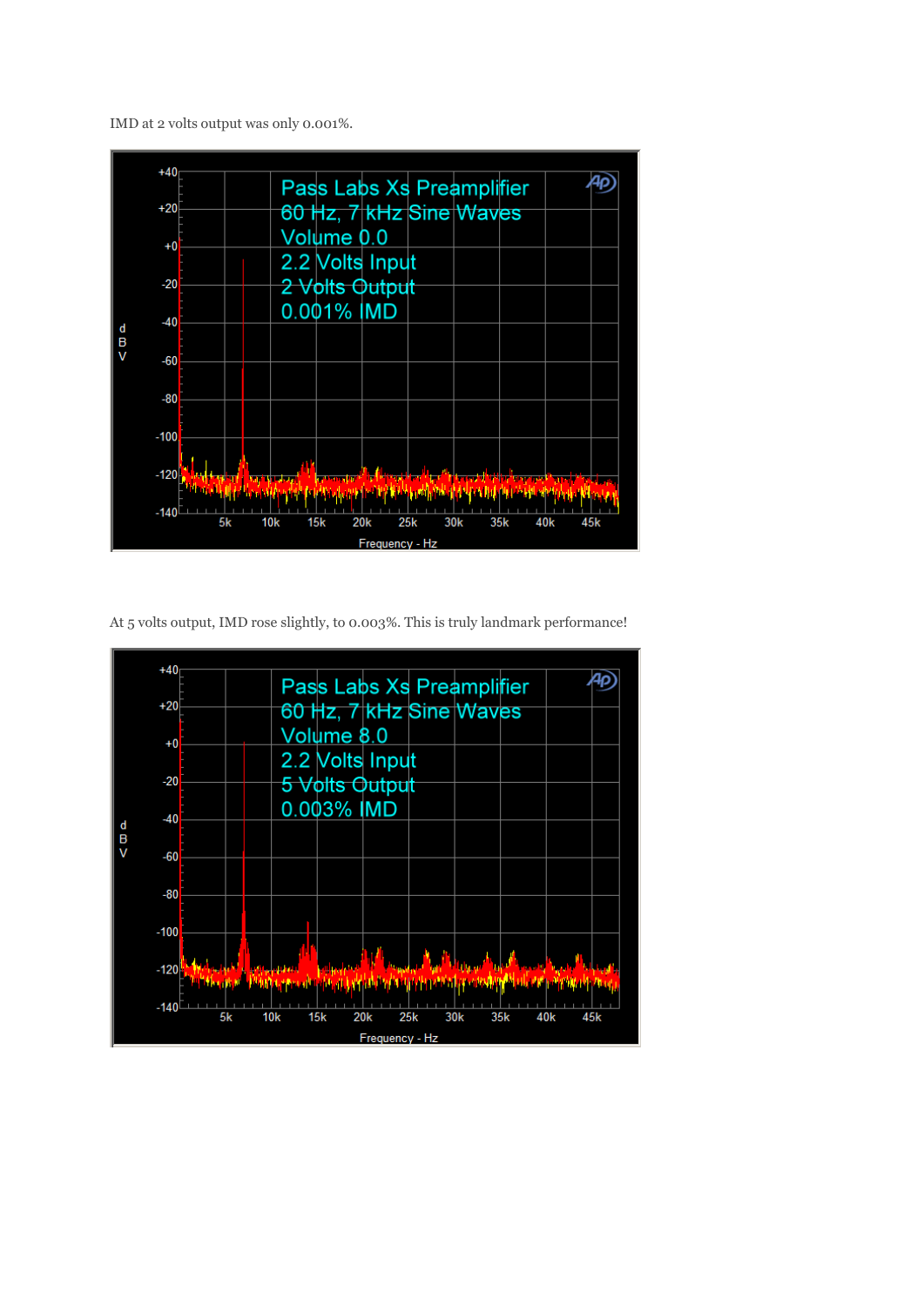IMD at 2 volts output was only 0.001%.

At 5 volts output, IMD rose slightly, to 0.003%. This is truly landmark performance!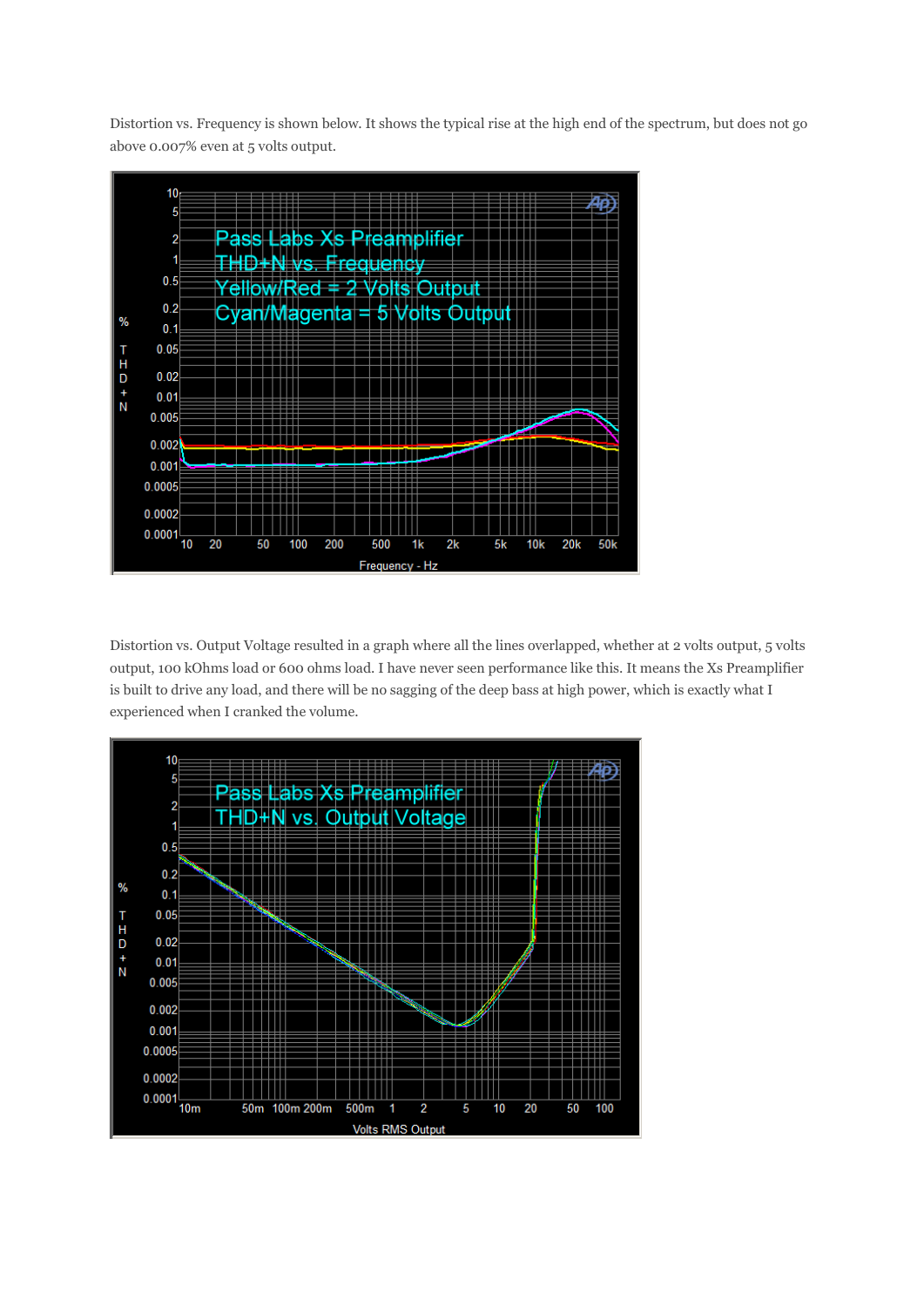Distortion vs. Frequency is shown below. It shows the typical rise at the high end of the spectrum, but does not go above 0.007% even at 5 volts output.

Distortion vs. Output Voltage resulted in a graph where all the lines overlapped, whether at 2 volts output, 5 volts output, 100 kOhms load or 600 ohms load. I have never seen performance like this. It means the Xs Preamplifier is built to drive any load, and there will be no sagging of the deep bass at high power, which is exactly what I experienced when I cranked the volume.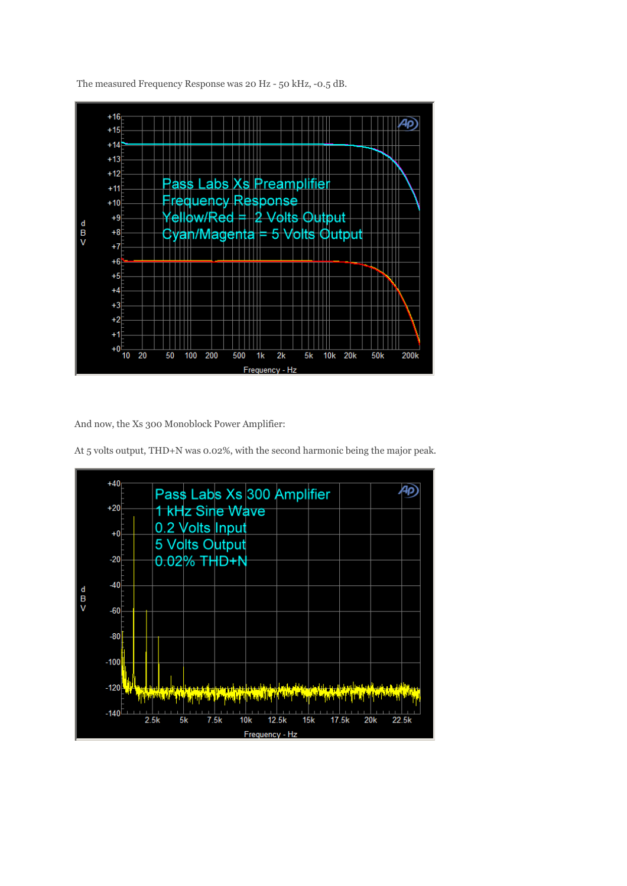The measured Frequency Response was 20 Hz - 50 kHz, -0.5 dB.

And now, the Xs 300 Monoblock Power Amplifier:

At 5 volts output, THD+N was 0.02%, with the second harmonic being the major peak.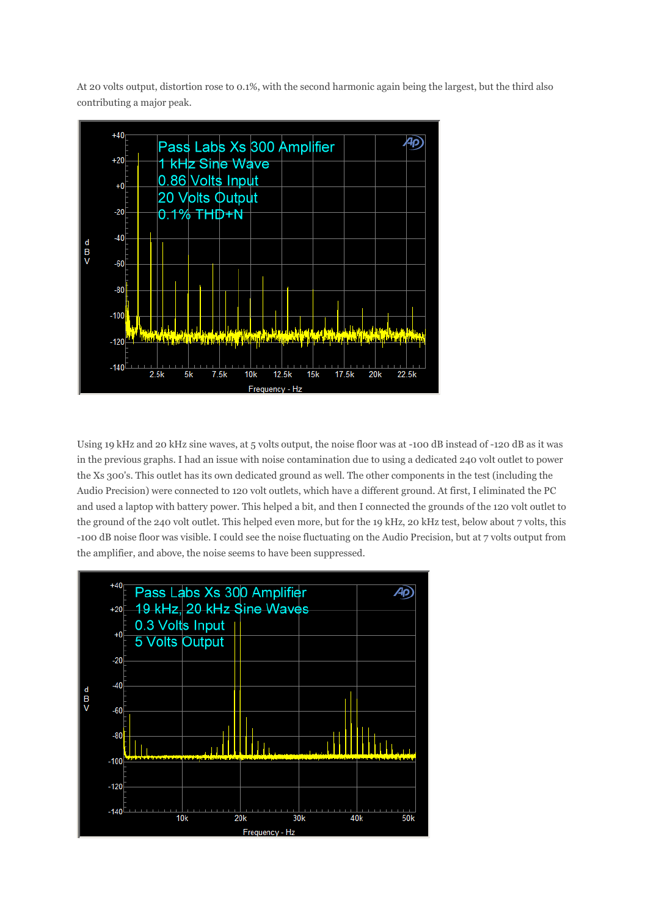At 20 volts output, distortion rose to 0.1%, with the second harmonic again being the largest, but the third also contributing a major peak.

Using 19 kHz and 20 kHz sine waves, at 5 volts output, the noise floor was at -100 dB instead of -120 dB as it was in the previous graphs. I had an issue with noise contamination due to using a dedicated 240 volt outlet to power the Xs 300's. This outlet has its own dedicated ground as well. The other components in the test (including the Audio Precision) were connected to 120 volt outlets, which have a different ground. At first, I eliminated the PC and used a laptop with battery power. This helped a bit, and then I connected the grounds of the 120 volt outlet to the ground of the 240 volt outlet. This helped even more, but for the 19 kHz, 20 kHz test, below about 7 volts, this -100 dB noise floor was visible. I could see the noise fluctuating on the Audio Precision, but at 7 volts output from the amplifier, and above, the noise seems to have been suppressed.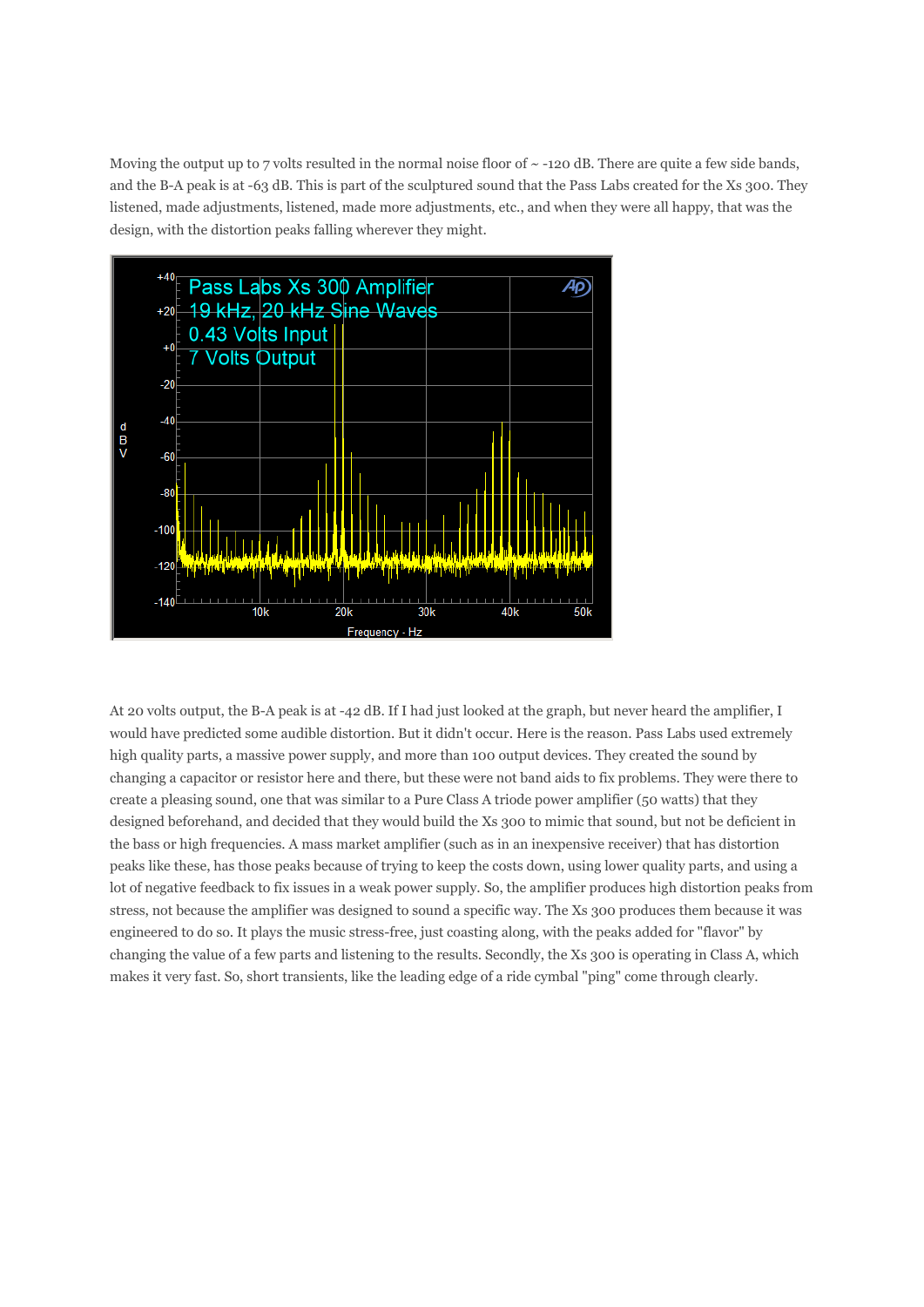Moving the output up to 7 volts resulted in the normal noise floor of ~ -120 dB. There are quite a few side bands, and the B-A peak is at -63 dB. This is part of the sculptured sound that the Pass Labs created for the Xs 300. They listened, made adjustments, listened, made more adjustments, etc., and when they were all happy, that was the design, with the distortion peaks falling wherever they might.

At 20 volts output, the B-A peak is at -42 dB. If I had just looked at the graph, but never heard the amplifier, I would have predicted some audible distortion. But it didn't occur. Here is the reason. Pass Labs used extremely high quality parts, a massive power supply, and more than 100 output devices. They created the sound by changing a capacitor or resistor here and there, but these were not band aids to fix problems. They were there to create a pleasing sound, one that was similar to a Pure Class A triode power amplifier (50 watts) that they designed beforehand, and decided that they would build the Xs 300 to mimic that sound, but not be deficient in the bass or high frequencies. A mass market amplifier (such as in an inexpensive receiver) that has distortion peaks like these, has those peaks because of trying to keep the costs down, using lower quality parts, and using a lot of negative feedback to fix issues in a weak power supply. So, the amplifier produces high distortion peaks from stress, not because the amplifier was designed to sound a specific way. The Xs 300 produces them because it was engineered to do so. It plays the music stress-free, just coasting along, with the peaks added for "flavor" by changing the value of a few parts and listening to the results. Secondly, the Xs 300 is operating in Class A, which makes it very fast. So, short transients, like the leading edge of a ride cymbal "ping" come through clearly.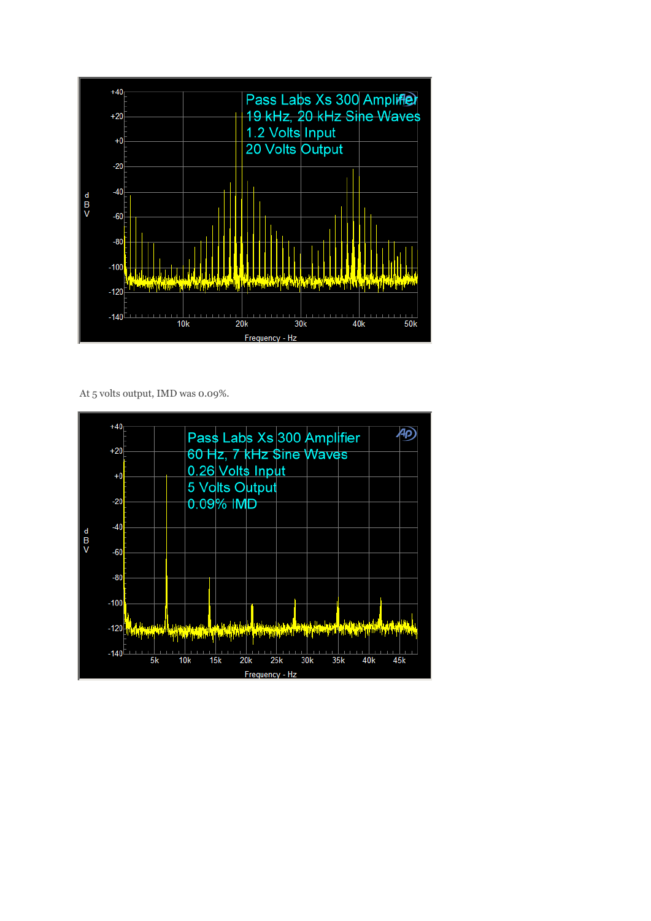At 5 volts output, IMD was 0.09%.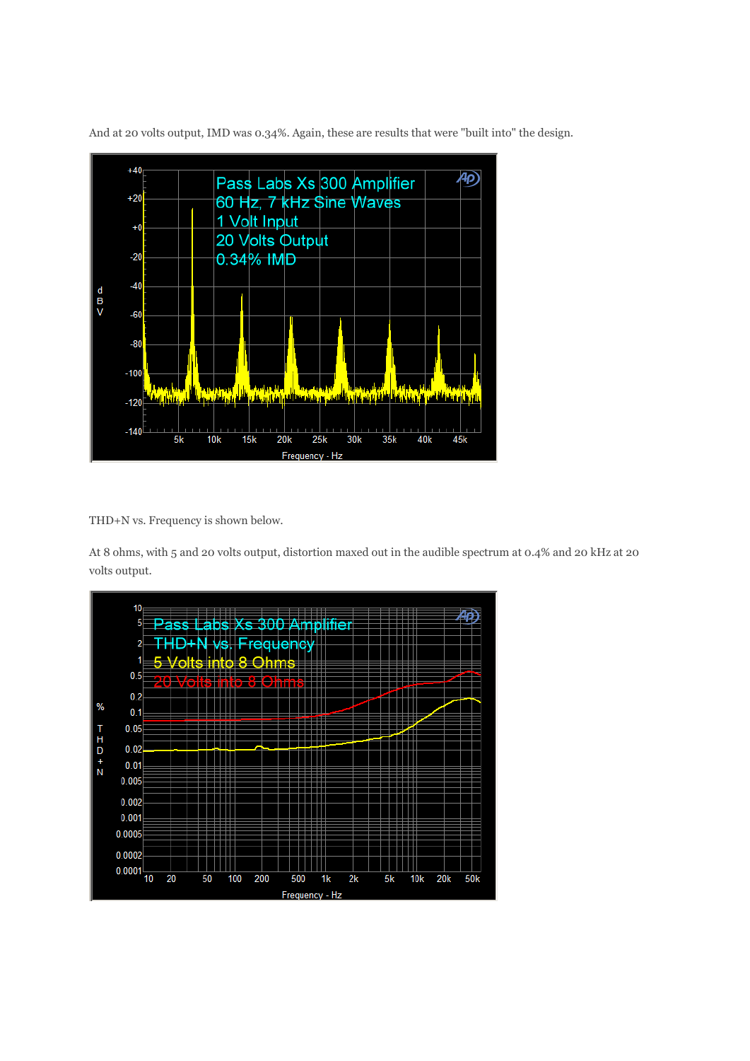And at 20 volts output, IMD was 0.34%. Again, these are results that were "built into" the design.

THD+N vs. Frequency is shown below.

At 8 ohms, with 5 and 20 volts output, distortion maxed out in the audible spectrum at 0.4% and 20 kHz at 20 volts output.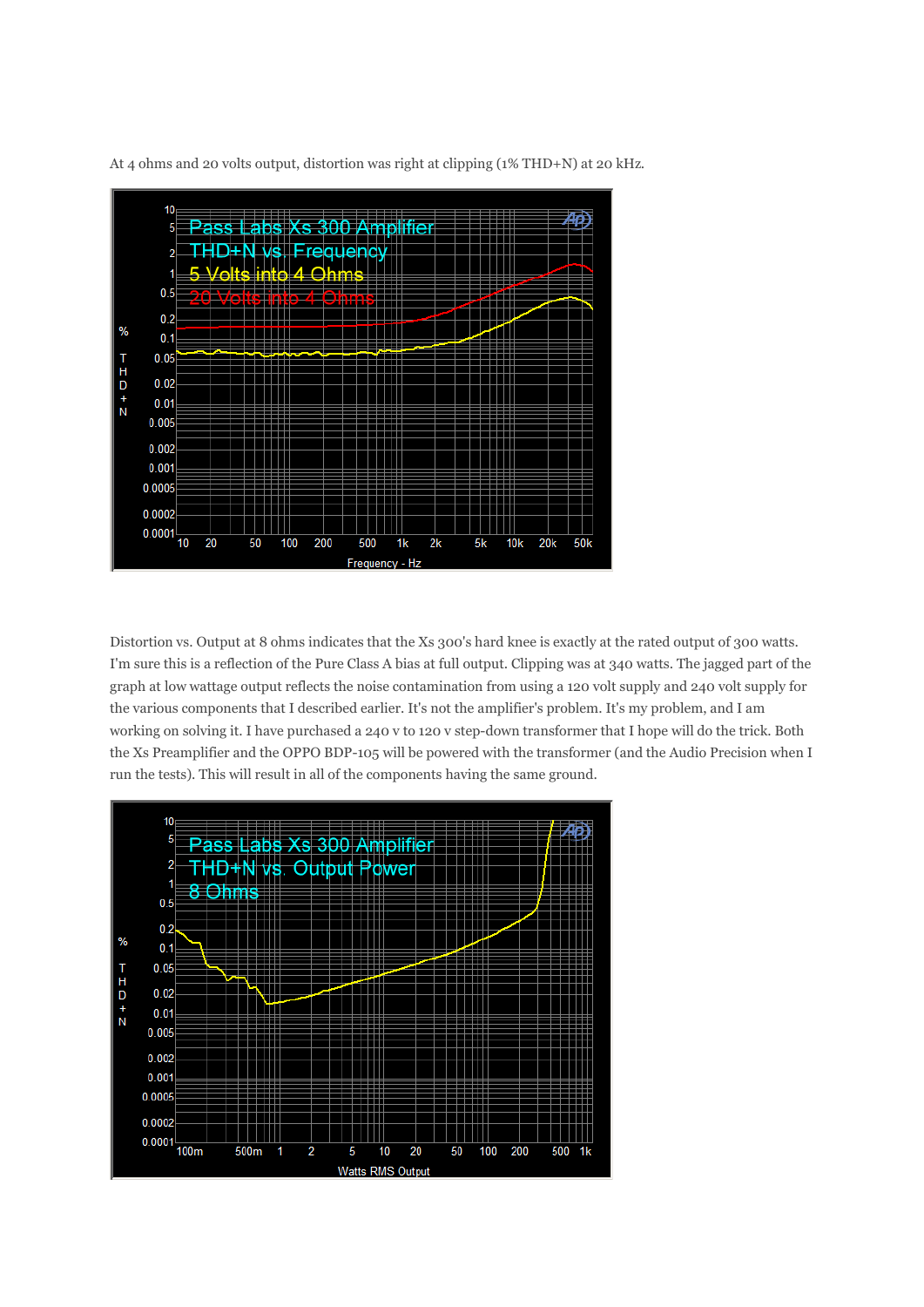At 4 ohms and 20 volts output, distortion was right at clipping (1% THD+N) at 20 kHz.

Distortion vs. Output at 8 ohms indicates that the Xs 300's hard knee is exactly at the rated output of 300 watts. I'm sure this is a reflection of the Pure Class A bias at full output. Clipping was at 340 watts. The jagged part of the graph at low wattage output reflects the noise contamination from using a 120 volt supply and 240 volt supply for the various components that I described earlier. It's not the amplifier's problem. It's my problem, and I am working on solving it. I have purchased a 240 v to 120 v step-down transformer that I hope will do the trick. Both the Xs Preamplifier and the OPPO BDP-105 will be powered with the transformer (and the Audio Precision when I run the tests). This will result in all of the components having the same ground.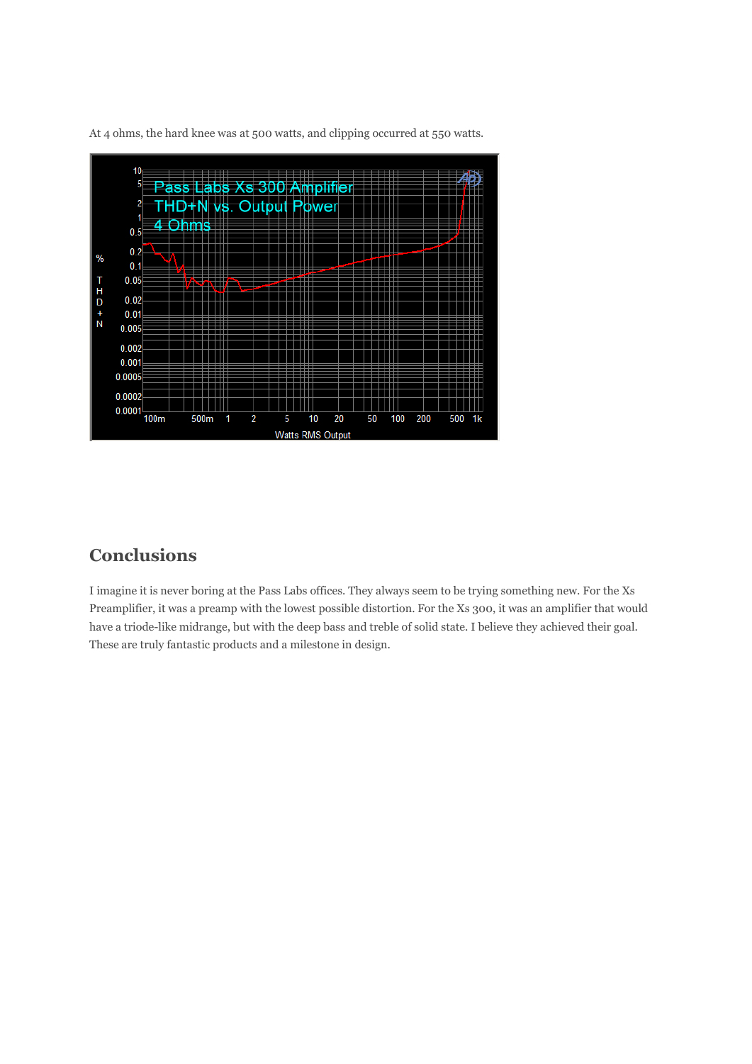At 4 ohms, the hard knee was at 500 watts, and clipping occurred at 550 watts.

Pass Labs Xs 300 Amplifier
THD+N vs. Output Power
4 Ohms

% THD+N

10
5
2
1
0.5
0.2
0.1
0.05
0.02
0.01
0.005
0.002
0.001
0.0005
0.0002
0.0001

100m 500m 1 2 5 10 20 50 100 200 500 1k

Watts RMS Output

## Conclusions

I imagine it is never boring at the Pass Labs offices. They always seem to be trying something new. For the Xs Preamplifier, it was a preamp with the lowest possible distortion. For the Xs 300, it was an amplifier that would have a triode-like midrange, but with the deep bass and treble of solid state. I believe they achieved their goal. These are truly fantastic products and a milestone in design.